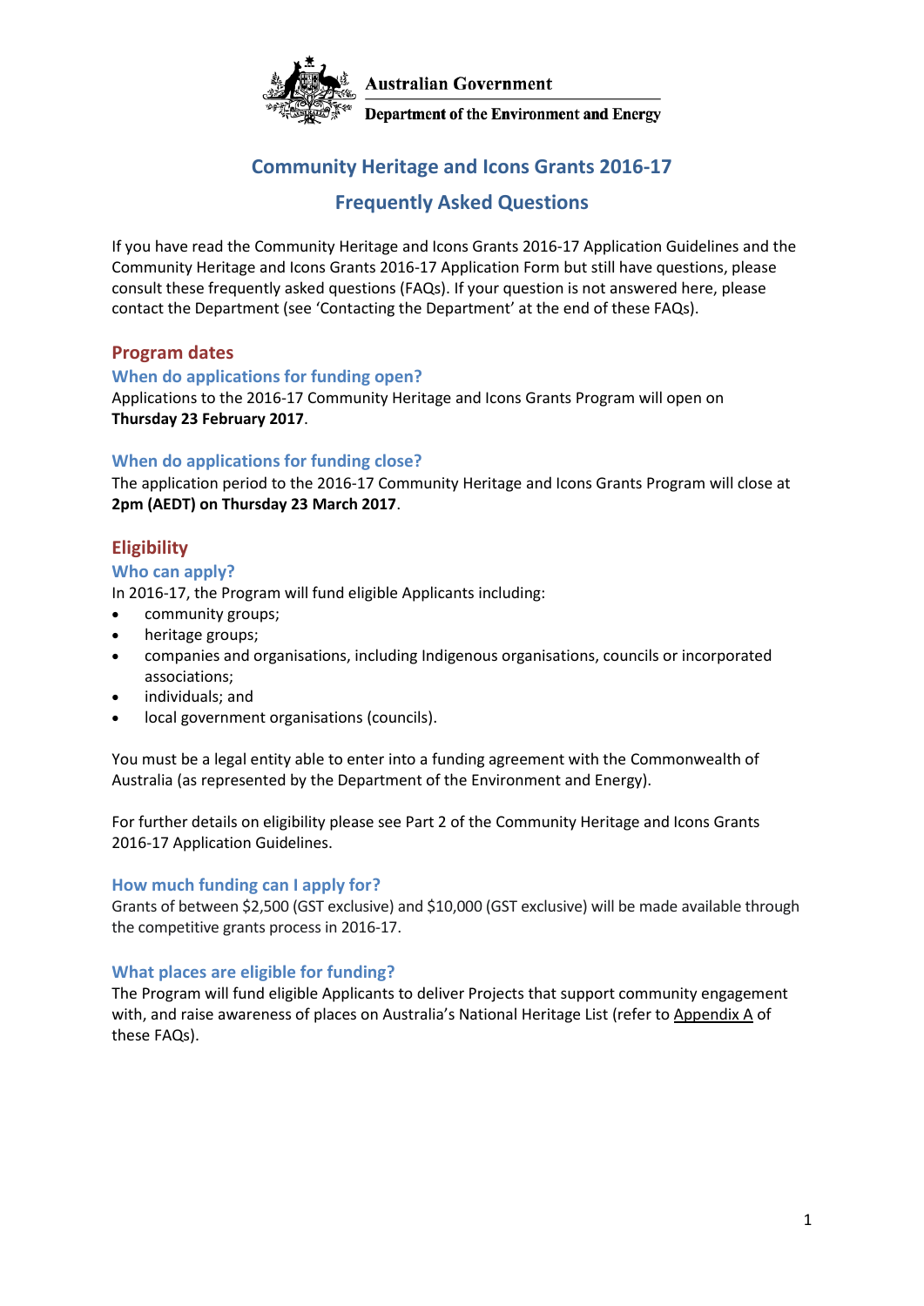Australian Government

Department of the Environment and Energy

# Community Heritage and Icons Grants 2016-17

# Frequently Asked Questions

If you have read the Community Heritage and Icons Grants 2016-17 Application Guidelines and the Community Heritage and Icons Grants 2016-17 Application Form but still have questions, please consult these frequently asked questions (FAQs). If your question is not answered here, please contact the Department (see 'Contacting the Department' at the end of these FAQs).

## Program dates

### When do applications for funding open?

Applications to the 2016-17 Community Heritage and Icons Grants Program will open on **Thursday 23 February 2017**.

### When do applications for funding close?

The application period to the 2016-17 Community Heritage and Icons Grants Program will close at **2pm (AEDT) on Thursday 23 March 2017**.

## Eligibility

### Who can apply?

In 2016-17, the Program will fund eligible Applicants including:

- community groups;
- heritage groups;
- companies and organisations, including Indigenous organisations, councils or incorporated associations;
- individuals; and
- local government organisations (councils).

You must be a legal entity able to enter into a funding agreement with the Commonwealth of Australia (as represented by the Department of the Environment and Energy).

For further details on eligibility please see Part 2 of the Community Heritage and Icons Grants 2016-17 Application Guidelines.

### How much funding can I apply for?

Grants of between $2,500 (GST exclusive) and $10,000 (GST exclusive) will be made available through the competitive grants process in 2016-17.

### What places are eligible for funding?

The Program will fund eligible Applicants to deliver Projects that support community engagement with, and raise awareness of places on Australia's National Heritage List (refer to Appendix A of these FAQs).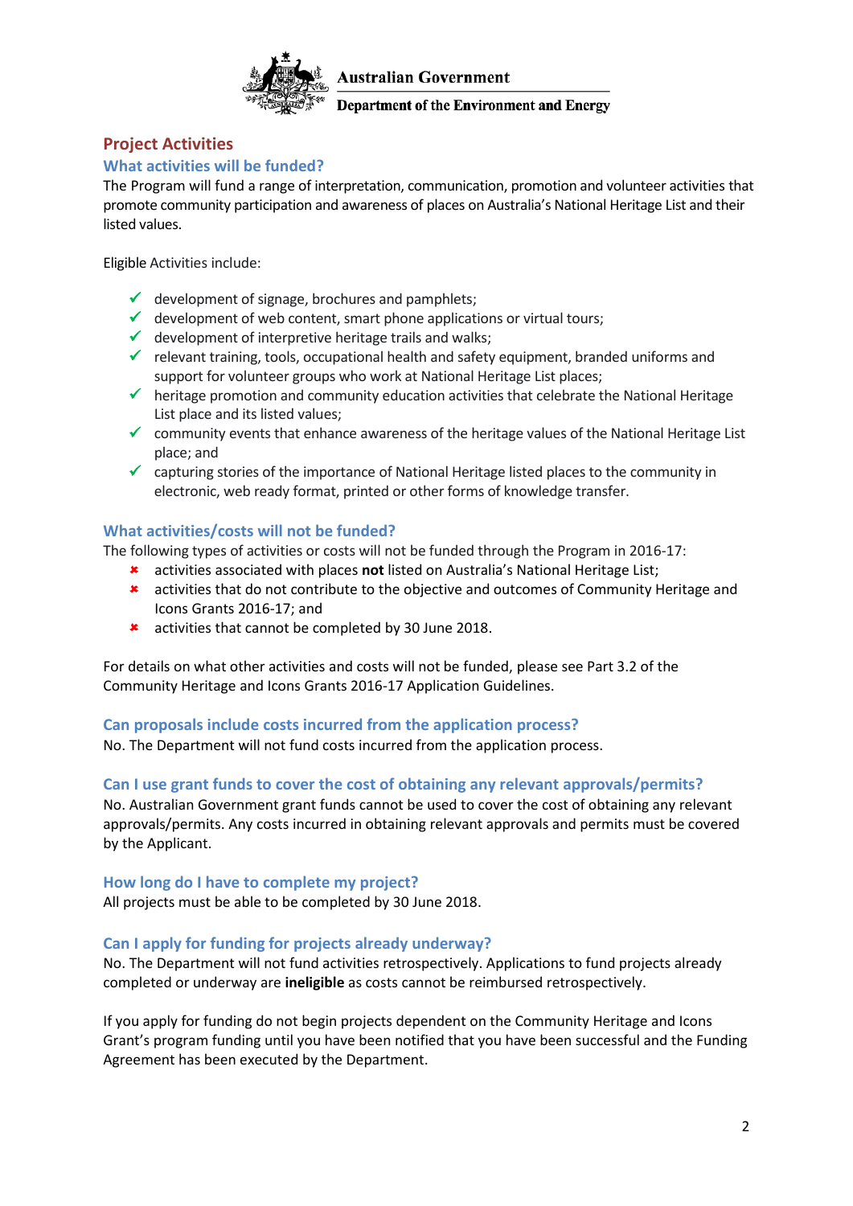Australian Government

Department of the Environment and Energy

## Project Activities

### What activities will be funded?

The Program will fund a range of interpretation, communication, promotion and volunteer activities that promote community participation and awareness of places on Australia's National Heritage List and their listed values.

Eligible Activities include:

- ✓ development of signage, brochures and pamphlets;
- ✓ development of web content, smart phone applications or virtual tours;
- ✓ development of interpretive heritage trails and walks;
- ✓ relevant training, tools, occupational health and safety equipment, branded uniforms and support for volunteer groups who work at National Heritage List places;
- ✓ heritage promotion and community education activities that celebrate the National Heritage List place and its listed values;
- ✓ community events that enhance awareness of the heritage values of the National Heritage List place; and
- ✓ capturing stories of the importance of National Heritage listed places to the community in electronic, web ready format, printed or other forms of knowledge transfer.

### What activities/costs will not be funded?

The following types of activities or costs will not be funded through the Program in 2016-17:

- ✗ activities associated with places **not** listed on Australia's National Heritage List;
- ✗ activities that do not contribute to the objective and outcomes of Community Heritage and Icons Grants 2016-17; and
- ✗ activities that cannot be completed by 30 June 2018.

For details on what other activities and costs will not be funded, please see Part 3.2 of the Community Heritage and Icons Grants 2016-17 Application Guidelines.

### Can proposals include costs incurred from the application process?

No. The Department will not fund costs incurred from the application process.

### Can I use grant funds to cover the cost of obtaining any relevant approvals/permits?

No. Australian Government grant funds cannot be used to cover the cost of obtaining any relevant approvals/permits. Any costs incurred in obtaining relevant approvals and permits must be covered by the Applicant.

### How long do I have to complete my project?

All projects must be able to be completed by 30 June 2018.

### Can I apply for funding for projects already underway?

No. The Department will not fund activities retrospectively. Applications to fund projects already completed or underway are **ineligible** as costs cannot be reimbursed retrospectively.

If you apply for funding do not begin projects dependent on the Community Heritage and Icons Grant's program funding until you have been notified that you have been successful and the Funding Agreement has been executed by the Department.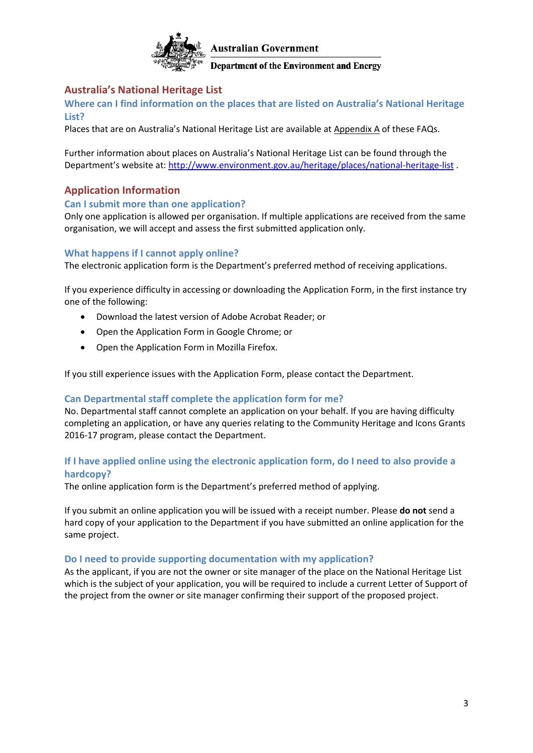Australian Government

Department of the Environment and Energy

## Australia's National Heritage List

### Where can I find information on the places that are listed on Australia's National Heritage List?

Places that are on Australia's National Heritage List are available at Appendix A of these FAQs.

Further information about places on Australia's National Heritage List can be found through the Department's website at: [http://www.environment.gov.au/heritage/places/national-heritage-list](http://www.environment.gov.au/heritage/places/national-heritage-list) .

## Application Information

### Can I submit more than one application?

Only one application is allowed per organisation. If multiple applications are received from the same organisation, we will accept and assess the first submitted application only.

### What happens if I cannot apply online?

The electronic application form is the Department's preferred method of receiving applications.

If you experience difficulty in accessing or downloading the Application Form, in the first instance try one of the following:

- Download the latest version of Adobe Acrobat Reader; or
- Open the Application Form in Google Chrome; or
- Open the Application Form in Mozilla Firefox.

If you still experience issues with the Application Form, please contact the Department.

### Can Departmental staff complete the application form for me?

No. Departmental staff cannot complete an application on your behalf. If you are having difficulty completing an application, or have any queries relating to the Community Heritage and Icons Grants 2016-17 program, please contact the Department.

### If I have applied online using the electronic application form, do I need to also provide a hardcopy?

The online application form is the Department's preferred method of applying.

If you submit an online application you will be issued with a receipt number. Please **do not** send a hard copy of your application to the Department if you have submitted an online application for the same project.

### Do I need to provide supporting documentation with my application?

As the applicant, if you are not the owner or site manager of the place on the National Heritage List which is the subject of your application, you will be required to include a current Letter of Support of the project from the owner or site manager confirming their support of the proposed project.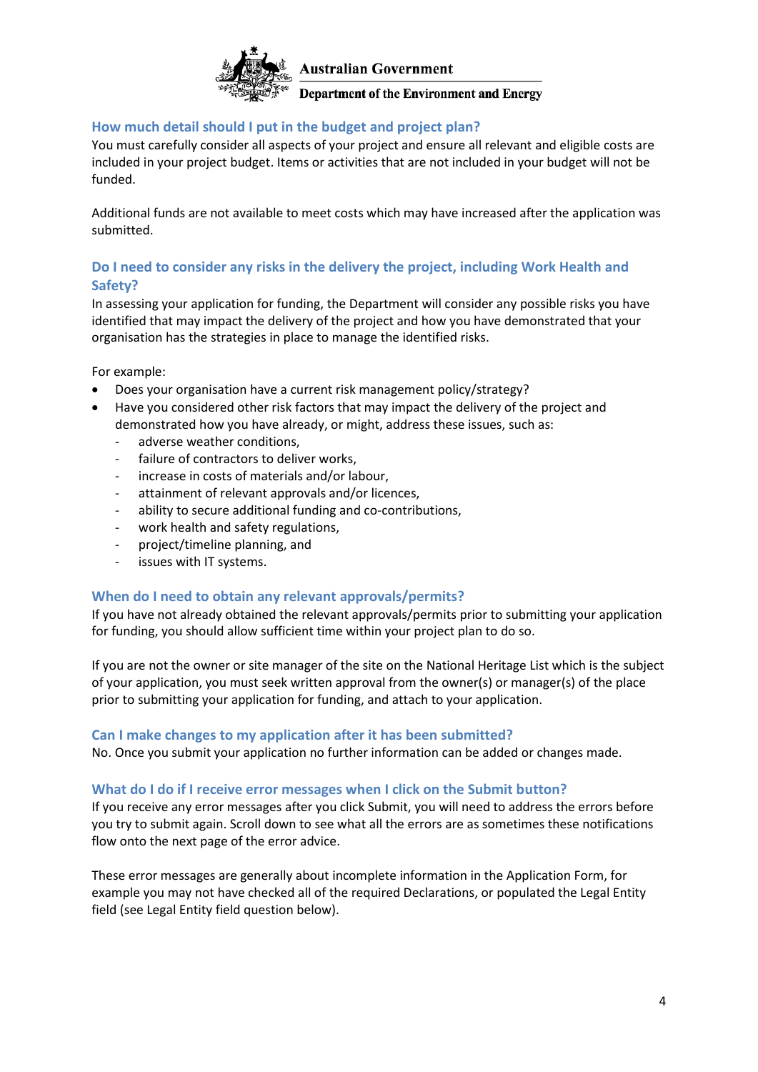### How much detail should I put in the budget and project plan?

You must carefully consider all aspects of your project and ensure all relevant and eligible costs are included in your project budget. Items or activities that are not included in your budget will not be funded.

Additional funds are not available to meet costs which may have increased after the application was submitted.

### Do I need to consider any risks in the delivery the project, including Work Health and Safety?

In assessing your application for funding, the Department will consider any possible risks you have identified that may impact the delivery of the project and how you have demonstrated that your organisation has the strategies in place to manage the identified risks.

For example:

- Does your organisation have a current risk management policy/strategy?
- Have you considered other risk factors that may impact the delivery of the project and demonstrated how you have already, or might, address these issues, such as:
  - adverse weather conditions,
  - failure of contractors to deliver works,
  - increase in costs of materials and/or labour,
  - attainment of relevant approvals and/or licences,
  - ability to secure additional funding and co-contributions,
  - work health and safety regulations,
  - project/timeline planning, and
  - issues with IT systems.

### When do I need to obtain any relevant approvals/permits?

If you have not already obtained the relevant approvals/permits prior to submitting your application for funding, you should allow sufficient time within your project plan to do so.

If you are not the owner or site manager of the site on the National Heritage List which is the subject of your application, you must seek written approval from the owner(s) or manager(s) of the place prior to submitting your application for funding, and attach to your application.

### Can I make changes to my application after it has been submitted?

No. Once you submit your application no further information can be added or changes made.

### What do I do if I receive error messages when I click on the Submit button?

If you receive any error messages after you click Submit, you will need to address the errors before you try to submit again. Scroll down to see what all the errors are as sometimes these notifications flow onto the next page of the error advice.

These error messages are generally about incomplete information in the Application Form, for example you may not have checked all of the required Declarations, or populated the Legal Entity field (see Legal Entity field question below).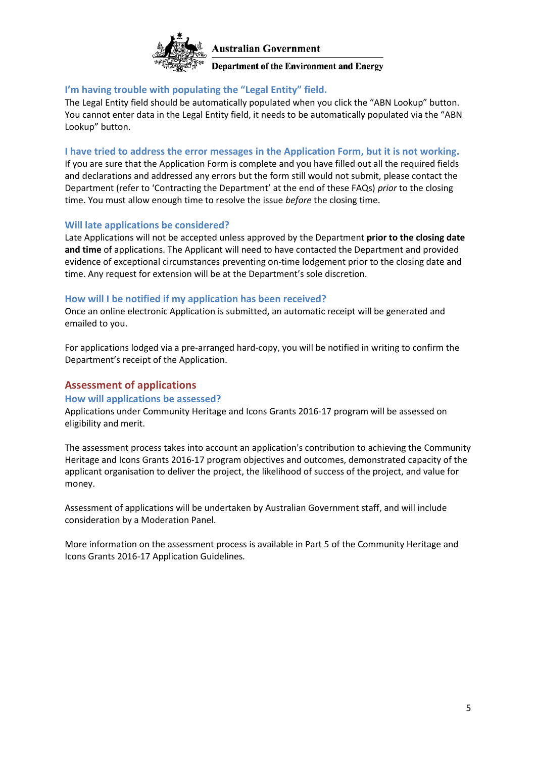### I'm having trouble with populating the "Legal Entity" field.

The Legal Entity field should be automatically populated when you click the "ABN Lookup" button. You cannot enter data in the Legal Entity field, it needs to be automatically populated via the "ABN Lookup" button.

### I have tried to address the error messages in the Application Form, but it is not working.

If you are sure that the Application Form is complete and you have filled out all the required fields and declarations and addressed any errors but the form still would not submit, please contact the Department (refer to 'Contracting the Department' at the end of these FAQs) *prior* to the closing time. You must allow enough time to resolve the issue *before* the closing time.

### Will late applications be considered?

Late Applications will not be accepted unless approved by the Department **prior to the closing date and time** of applications. The Applicant will need to have contacted the Department and provided evidence of exceptional circumstances preventing on-time lodgement prior to the closing date and time. Any request for extension will be at the Department's sole discretion.

### How will I be notified if my application has been received?

Once an online electronic Application is submitted, an automatic receipt will be generated and emailed to you.

For applications lodged via a pre-arranged hard-copy, you will be notified in writing to confirm the Department's receipt of the Application.

## Assessment of applications

### How will applications be assessed?

Applications under Community Heritage and Icons Grants 2016-17 program will be assessed on eligibility and merit.

The assessment process takes into account an application's contribution to achieving the Community Heritage and Icons Grants 2016-17 program objectives and outcomes, demonstrated capacity of the applicant organisation to deliver the project, the likelihood of success of the project, and value for money.

Assessment of applications will be undertaken by Australian Government staff, and will include consideration by a Moderation Panel.

More information on the assessment process is available in Part 5 of the Community Heritage and Icons Grants 2016-17 Application Guidelines.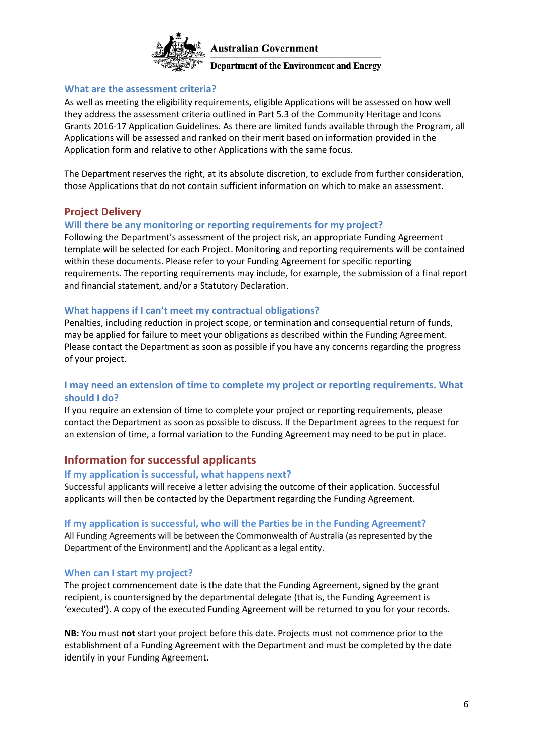Australian Government

Department of the Environment and Energy

### What are the assessment criteria?

As well as meeting the eligibility requirements, eligible Applications will be assessed on how well they address the assessment criteria outlined in Part 5.3 of the Community Heritage and Icons Grants 2016-17 Application Guidelines. As there are limited funds available through the Program, all Applications will be assessed and ranked on their merit based on information provided in the Application form and relative to other Applications with the same focus.

The Department reserves the right, at its absolute discretion, to exclude from further consideration, those Applications that do not contain sufficient information on which to make an assessment.

## Project Delivery

### Will there be any monitoring or reporting requirements for my project?

Following the Department's assessment of the project risk, an appropriate Funding Agreement template will be selected for each Project. Monitoring and reporting requirements will be contained within these documents. Please refer to your Funding Agreement for specific reporting requirements. The reporting requirements may include, for example, the submission of a final report and financial statement, and/or a Statutory Declaration.

### What happens if I can't meet my contractual obligations?

Penalties, including reduction in project scope, or termination and consequential return of funds, may be applied for failure to meet your obligations as described within the Funding Agreement. Please contact the Department as soon as possible if you have any concerns regarding the progress of your project.

### I may need an extension of time to complete my project or reporting requirements. What should I do?

If you require an extension of time to complete your project or reporting requirements, please contact the Department as soon as possible to discuss. If the Department agrees to the request for an extension of time, a formal variation to the Funding Agreement may need to be put in place.

## Information for successful applicants

### If my application is successful, what happens next?

Successful applicants will receive a letter advising the outcome of their application. Successful applicants will then be contacted by the Department regarding the Funding Agreement.

### If my application is successful, who will the Parties be in the Funding Agreement?

All Funding Agreements will be between the Commonwealth of Australia (as represented by the Department of the Environment) and the Applicant as a legal entity.

### When can I start my project?

The project commencement date is the date that the Funding Agreement, signed by the grant recipient, is countersigned by the departmental delegate (that is, the Funding Agreement is 'executed'). A copy of the executed Funding Agreement will be returned to you for your records.

**NB:** You must **not** start your project before this date. Projects must not commence prior to the establishment of a Funding Agreement with the Department and must be completed by the date identify in your Funding Agreement.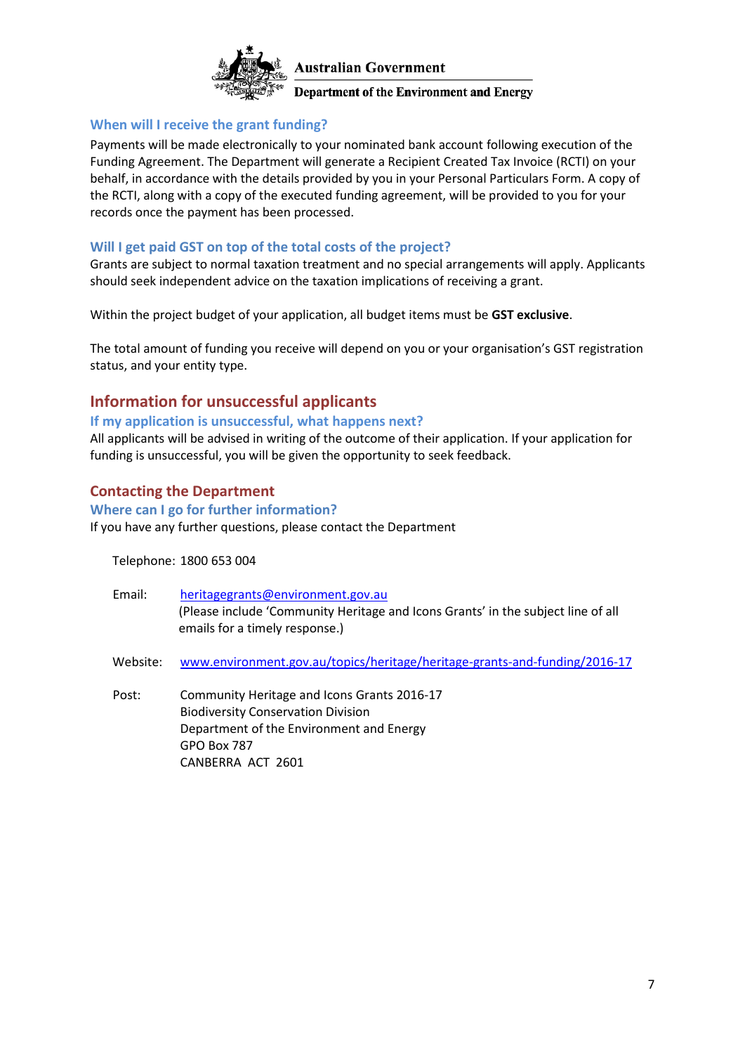### When will I receive the grant funding?

Payments will be made electronically to your nominated bank account following execution of the Funding Agreement. The Department will generate a Recipient Created Tax Invoice (RCTI) on your behalf, in accordance with the details provided by you in your Personal Particulars Form. A copy of the RCTI, along with a copy of the executed funding agreement, will be provided to you for your records once the payment has been processed.

### Will I get paid GST on top of the total costs of the project?

Grants are subject to normal taxation treatment and no special arrangements will apply. Applicants should seek independent advice on the taxation implications of receiving a grant.

Within the project budget of your application, all budget items must be **GST exclusive**.

The total amount of funding you receive will depend on you or your organisation's GST registration status, and your entity type.

## Information for unsuccessful applicants

### If my application is unsuccessful, what happens next?

All applicants will be advised in writing of the outcome of their application. If your application for funding is unsuccessful, you will be given the opportunity to seek feedback.

## Contacting the Department

### Where can I go for further information?

If you have any further questions, please contact the Department

Telephone: 1800 653 004

Email: heritagegrants@environment.gov.au
(Please include 'Community Heritage and Icons Grants' in the subject line of all emails for a timely response.)

Website: www.environment.gov.au/topics/heritage/heritage-grants-and-funding/2016-17

Post: Community Heritage and Icons Grants 2016-17
Biodiversity Conservation Division
Department of the Environment and Energy
GPO Box 787
CANBERRA ACT 2601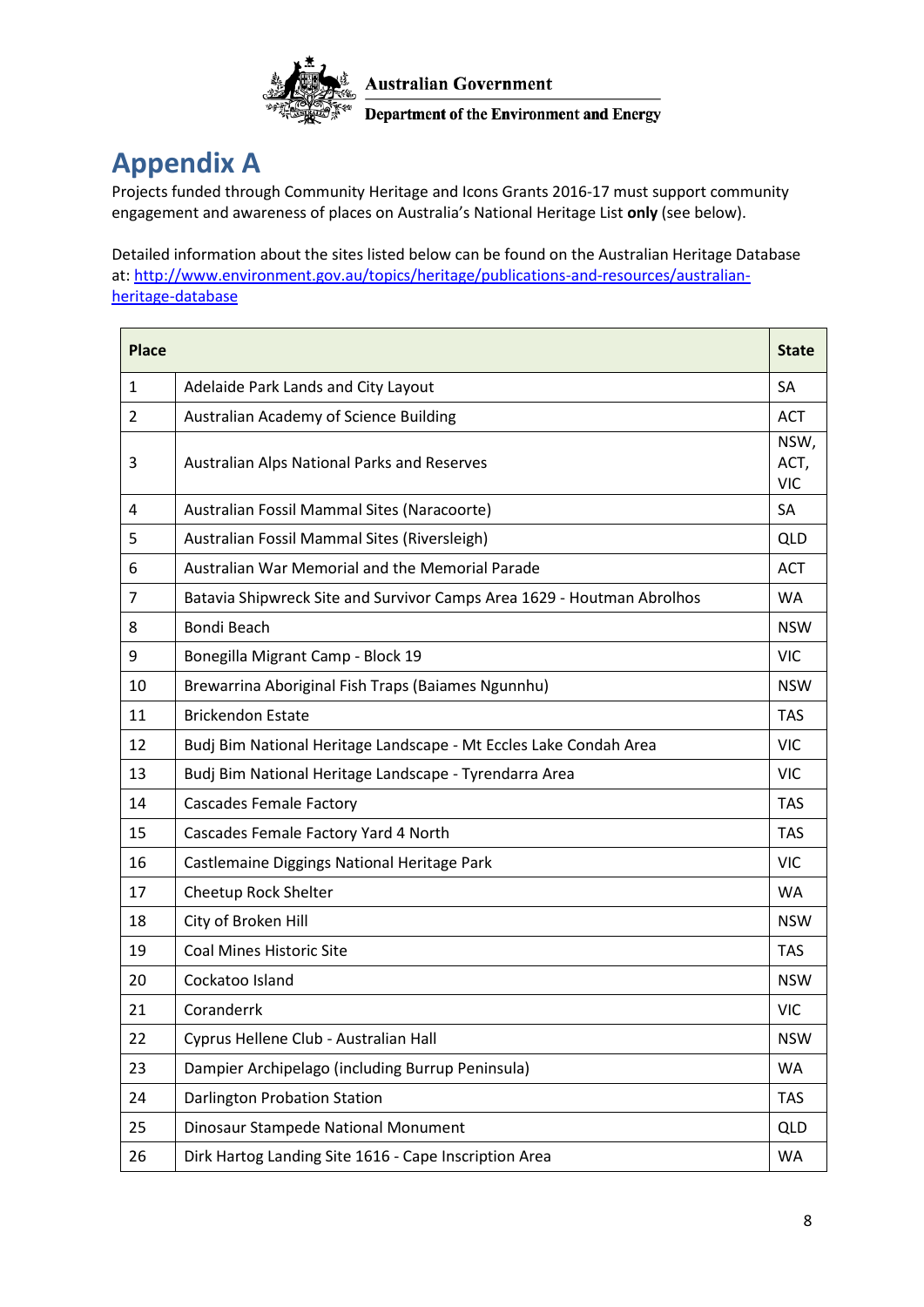# Appendix A

Projects funded through Community Heritage and Icons Grants 2016-17 must support community engagement and awareness of places on Australia's National Heritage List **only** (see below).

Detailed information about the sites listed below can be found on the Australian Heritage Database at: http://www.environment.gov.au/topics/heritage/publications-and-resources/australian-heritage-database

| Place | | State |
|---|---|---|
| 1 | Adelaide Park Lands and City Layout | SA |
| 2 | Australian Academy of Science Building | ACT |
| 3 | Australian Alps National Parks and Reserves | NSW, ACT, VIC |
| 4 | Australian Fossil Mammal Sites (Naracoorte) | SA |
| 5 | Australian Fossil Mammal Sites (Riversleigh) | QLD |
| 6 | Australian War Memorial and the Memorial Parade | ACT |
| 7 | Batavia Shipwreck Site and Survivor Camps Area 1629 - Houtman Abrolhos | WA |
| 8 | Bondi Beach | NSW |
| 9 | Bonegilla Migrant Camp - Block 19 | VIC |
| 10 | Brewarrina Aboriginal Fish Traps (Baiames Ngunnhu) | NSW |
| 11 | Brickendon Estate | TAS |
| 12 | Budj Bim National Heritage Landscape - Mt Eccles Lake Condah Area | VIC |
| 13 | Budj Bim National Heritage Landscape - Tyrendarra Area | VIC |
| 14 | Cascades Female Factory | TAS |
| 15 | Cascades Female Factory Yard 4 North | TAS |
| 16 | Castlemaine Diggings National Heritage Park | VIC |
| 17 | Cheetup Rock Shelter | WA |
| 18 | City of Broken Hill | NSW |
| 19 | Coal Mines Historic Site | TAS |
| 20 | Cockatoo Island | NSW |
| 21 | Coranderrk | VIC |
| 22 | Cyprus Hellene Club - Australian Hall | NSW |
| 23 | Dampier Archipelago (including Burrup Peninsula) | WA |
| 24 | Darlington Probation Station | TAS |
| 25 | Dinosaur Stampede National Monument | QLD |
| 26 | Dirk Hartog Landing Site 1616 - Cape Inscription Area | WA |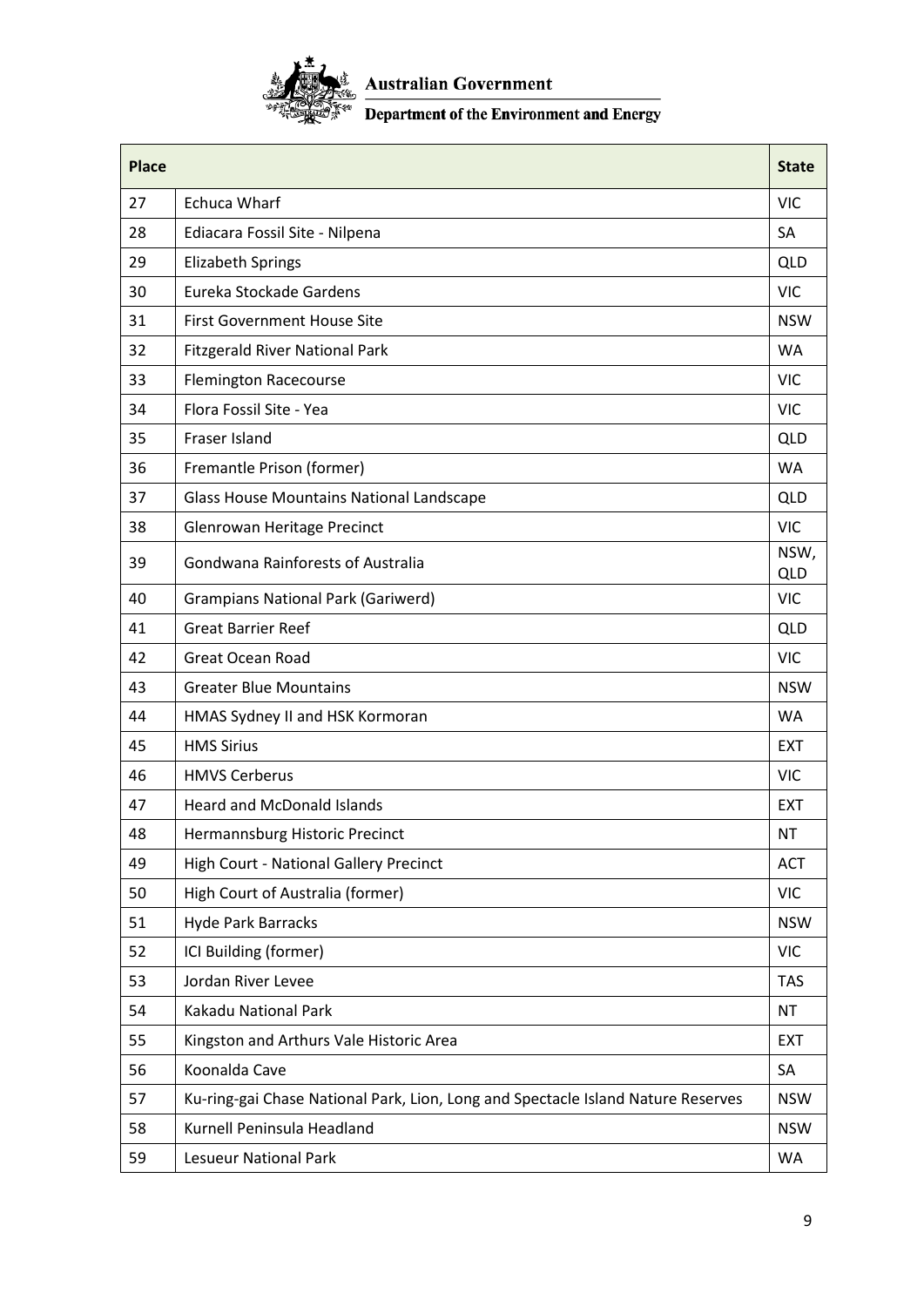Australian Government

Department of the Environment and Energy

| Place | | State |
|---|---|---|
| 27 | Echuca Wharf | VIC |
| 28 | Ediacara Fossil Site - Nilpena | SA |
| 29 | Elizabeth Springs | QLD |
| 30 | Eureka Stockade Gardens | VIC |
| 31 | First Government House Site | NSW |
| 32 | Fitzgerald River National Park | WA |
| 33 | Flemington Racecourse | VIC |
| 34 | Flora Fossil Site - Yea | VIC |
| 35 | Fraser Island | QLD |
| 36 | Fremantle Prison (former) | WA |
| 37 | Glass House Mountains National Landscape | QLD |
| 38 | Glenrowan Heritage Precinct | VIC |
| 39 | Gondwana Rainforests of Australia | NSW, QLD |
| 40 | Grampians National Park (Gariwerd) | VIC |
| 41 | Great Barrier Reef | QLD |
| 42 | Great Ocean Road | VIC |
| 43 | Greater Blue Mountains | NSW |
| 44 | HMAS Sydney II and HSK Kormoran | WA |
| 45 | HMS Sirius | EXT |
| 46 | HMVS Cerberus | VIC |
| 47 | Heard and McDonald Islands | EXT |
| 48 | Hermannsburg Historic Precinct | NT |
| 49 | High Court - National Gallery Precinct | ACT |
| 50 | High Court of Australia (former) | VIC |
| 51 | Hyde Park Barracks | NSW |
| 52 | ICI Building (former) | VIC |
| 53 | Jordan River Levee | TAS |
| 54 | Kakadu National Park | NT |
| 55 | Kingston and Arthurs Vale Historic Area | EXT |
| 56 | Koonalda Cave | SA |
| 57 | Ku-ring-gai Chase National Park, Lion, Long and Spectacle Island Nature Reserves | NSW |
| 58 | Kurnell Peninsula Headland | NSW |
| 59 | Lesueur National Park | WA |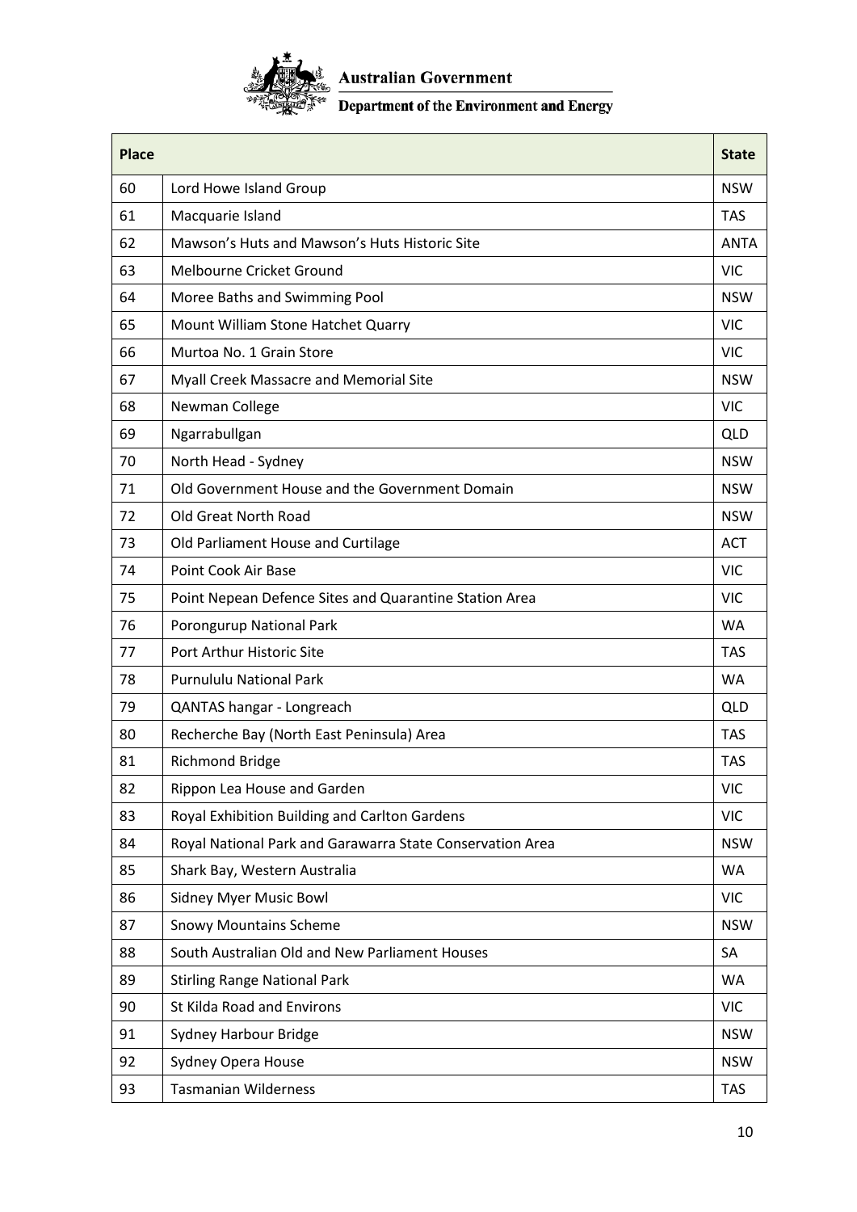| Place | | State |
|---|---|---|
| 60 | Lord Howe Island Group | NSW |
| 61 | Macquarie Island | TAS |
| 62 | Mawson's Huts and Mawson's Huts Historic Site | ANTA |
| 63 | Melbourne Cricket Ground | VIC |
| 64 | Moree Baths and Swimming Pool | NSW |
| 65 | Mount William Stone Hatchet Quarry | VIC |
| 66 | Murtoa No. 1 Grain Store | VIC |
| 67 | Myall Creek Massacre and Memorial Site | NSW |
| 68 | Newman College | VIC |
| 69 | Ngarrabullgan | QLD |
| 70 | North Head - Sydney | NSW |
| 71 | Old Government House and the Government Domain | NSW |
| 72 | Old Great North Road | NSW |
| 73 | Old Parliament House and Curtilage | ACT |
| 74 | Point Cook Air Base | VIC |
| 75 | Point Nepean Defence Sites and Quarantine Station Area | VIC |
| 76 | Porongurup National Park | WA |
| 77 | Port Arthur Historic Site | TAS |
| 78 | Purnululu National Park | WA |
| 79 | QANTAS hangar - Longreach | QLD |
| 80 | Recherche Bay (North East Peninsula) Area | TAS |
| 81 | Richmond Bridge | TAS |
| 82 | Rippon Lea House and Garden | VIC |
| 83 | Royal Exhibition Building and Carlton Gardens | VIC |
| 84 | Royal National Park and Garawarra State Conservation Area | NSW |
| 85 | Shark Bay, Western Australia | WA |
| 86 | Sidney Myer Music Bowl | VIC |
| 87 | Snowy Mountains Scheme | NSW |
| 88 | South Australian Old and New Parliament Houses | SA |
| 89 | Stirling Range National Park | WA |
| 90 | St Kilda Road and Environs | VIC |
| 91 | Sydney Harbour Bridge | NSW |
| 92 | Sydney Opera House | NSW |
| 93 | Tasmanian Wilderness | TAS |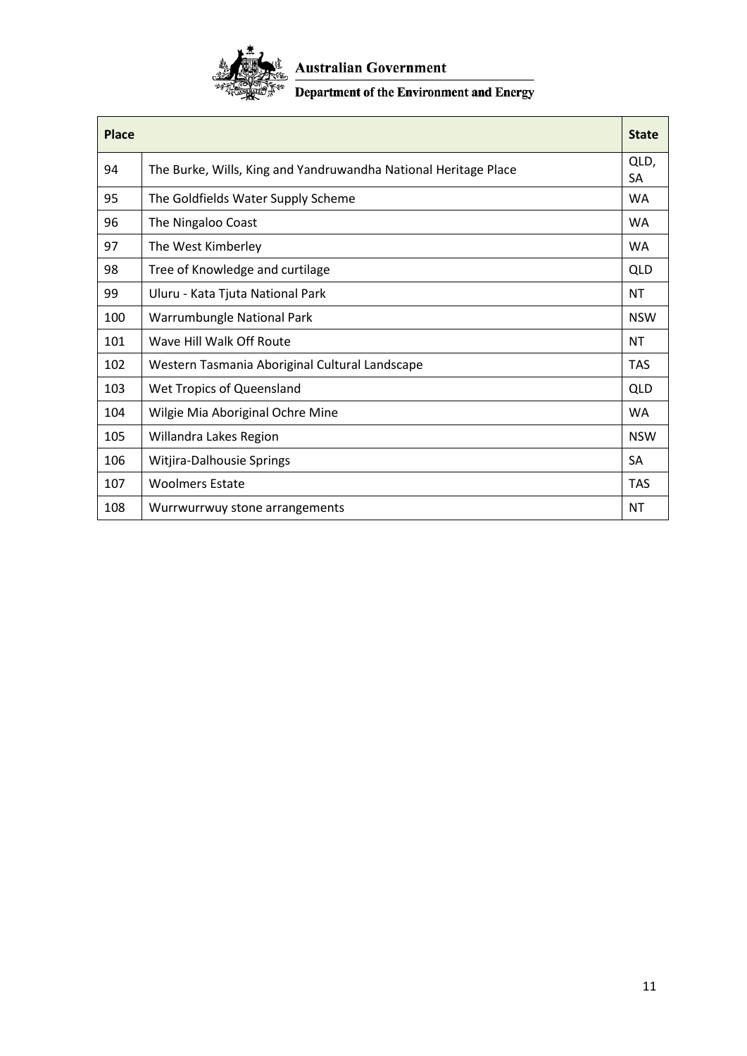| Place | | State |
| --- | --- | --- |
| 94 | The Burke, Wills, King and Yandruwandha National Heritage Place | QLD, SA |
| 95 | The Goldfields Water Supply Scheme | WA |
| 96 | The Ningaloo Coast | WA |
| 97 | The West Kimberley | WA |
| 98 | Tree of Knowledge and curtilage | QLD |
| 99 | Uluru - Kata Tjuta National Park | NT |
| 100 | Warrumbungle National Park | NSW |
| 101 | Wave Hill Walk Off Route | NT |
| 102 | Western Tasmania Aboriginal Cultural Landscape | TAS |
| 103 | Wet Tropics of Queensland | QLD |
| 104 | Wilgie Mia Aboriginal Ochre Mine | WA |
| 105 | Willandra Lakes Region | NSW |
| 106 | Witjira-Dalhousie Springs | SA |
| 107 | Woolmers Estate | TAS |
| 108 | Wurrwurrwuy stone arrangements | NT |